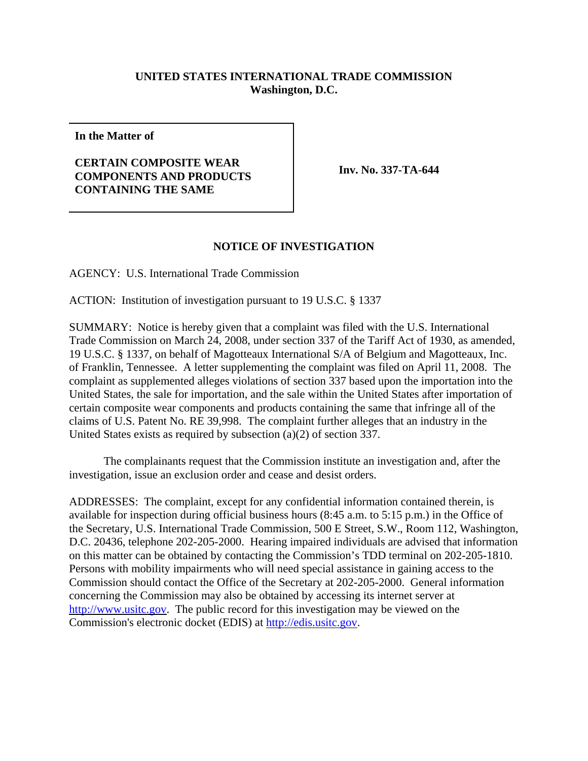**UNITED STATES INTERNATIONAL TRADE COMMISSION**
**Washington, D.C.**

**In the Matter of**

**CERTAIN COMPOSITE WEAR COMPONENTS AND PRODUCTS CONTAINING THE SAME**

**Inv. No. 337-TA-644**

## NOTICE OF INVESTIGATION

AGENCY: U.S. International Trade Commission

ACTION: Institution of investigation pursuant to 19 U.S.C. § 1337

SUMMARY: Notice is hereby given that a complaint was filed with the U.S. International Trade Commission on March 24, 2008, under section 337 of the Tariff Act of 1930, as amended, 19 U.S.C. § 1337, on behalf of Magotteaux International S/A of Belgium and Magotteaux, Inc. of Franklin, Tennessee. A letter supplementing the complaint was filed on April 11, 2008. The complaint as supplemented alleges violations of section 337 based upon the importation into the United States, the sale for importation, and the sale within the United States after importation of certain composite wear components and products containing the same that infringe all of the claims of U.S. Patent No. RE 39,998. The complaint further alleges that an industry in the United States exists as required by subsection (a)(2) of section 337.

The complainants request that the Commission institute an investigation and, after the investigation, issue an exclusion order and cease and desist orders.

ADDRESSES: The complaint, except for any confidential information contained therein, is available for inspection during official business hours (8:45 a.m. to 5:15 p.m.) in the Office of the Secretary, U.S. International Trade Commission, 500 E Street, S.W., Room 112, Washington, D.C. 20436, telephone 202-205-2000. Hearing impaired individuals are advised that information on this matter can be obtained by contacting the Commission's TDD terminal on 202-205-1810. Persons with mobility impairments who will need special assistance in gaining access to the Commission should contact the Office of the Secretary at 202-205-2000. General information concerning the Commission may also be obtained by accessing its internet server at http://www.usitc.gov. The public record for this investigation may be viewed on the Commission's electronic docket (EDIS) at http://edis.usitc.gov.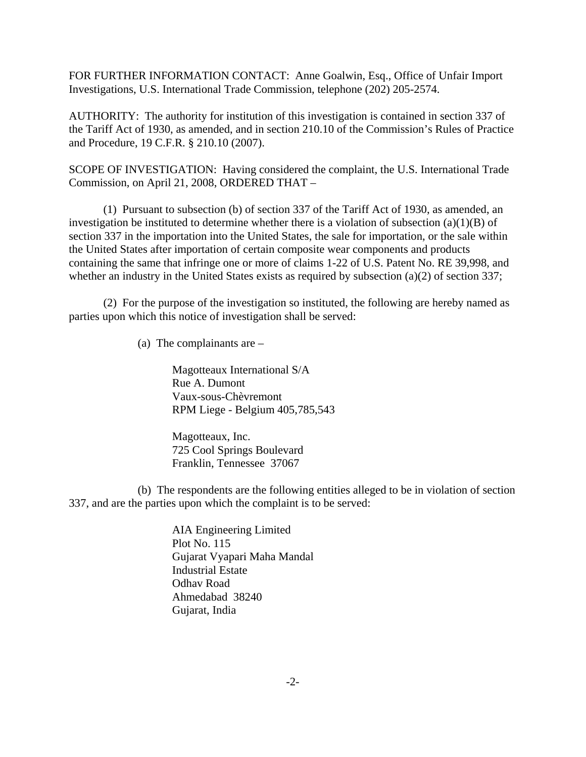FOR FURTHER INFORMATION CONTACT: Anne Goalwin, Esq., Office of Unfair Import Investigations, U.S. International Trade Commission, telephone (202) 205-2574.

AUTHORITY: The authority for institution of this investigation is contained in section 337 of the Tariff Act of 1930, as amended, and in section 210.10 of the Commission's Rules of Practice and Procedure, 19 C.F.R. § 210.10 (2007).

SCOPE OF INVESTIGATION: Having considered the complaint, the U.S. International Trade Commission, on April 21, 2008, ORDERED THAT –

(1) Pursuant to subsection (b) of section 337 of the Tariff Act of 1930, as amended, an investigation be instituted to determine whether there is a violation of subsection (a)(1)(B) of section 337 in the importation into the United States, the sale for importation, or the sale within the United States after importation of certain composite wear components and products containing the same that infringe one or more of claims 1-22 of U.S. Patent No. RE 39,998, and whether an industry in the United States exists as required by subsection (a)(2) of section 337;

(2) For the purpose of the investigation so instituted, the following are hereby named as parties upon which this notice of investigation shall be served:

(a) The complainants are –

Magotteaux International S/A
Rue A. Dumont
Vaux-sous-Chèvremont
RPM Liege - Belgium 405,785,543

Magotteaux, Inc.
725 Cool Springs Boulevard
Franklin, Tennessee 37067

(b) The respondents are the following entities alleged to be in violation of section 337, and are the parties upon which the complaint is to be served:

AIA Engineering Limited
Plot No. 115
Gujarat Vyapari Maha Mandal
Industrial Estate
Odhav Road
Ahmedabad 38240
Gujarat, India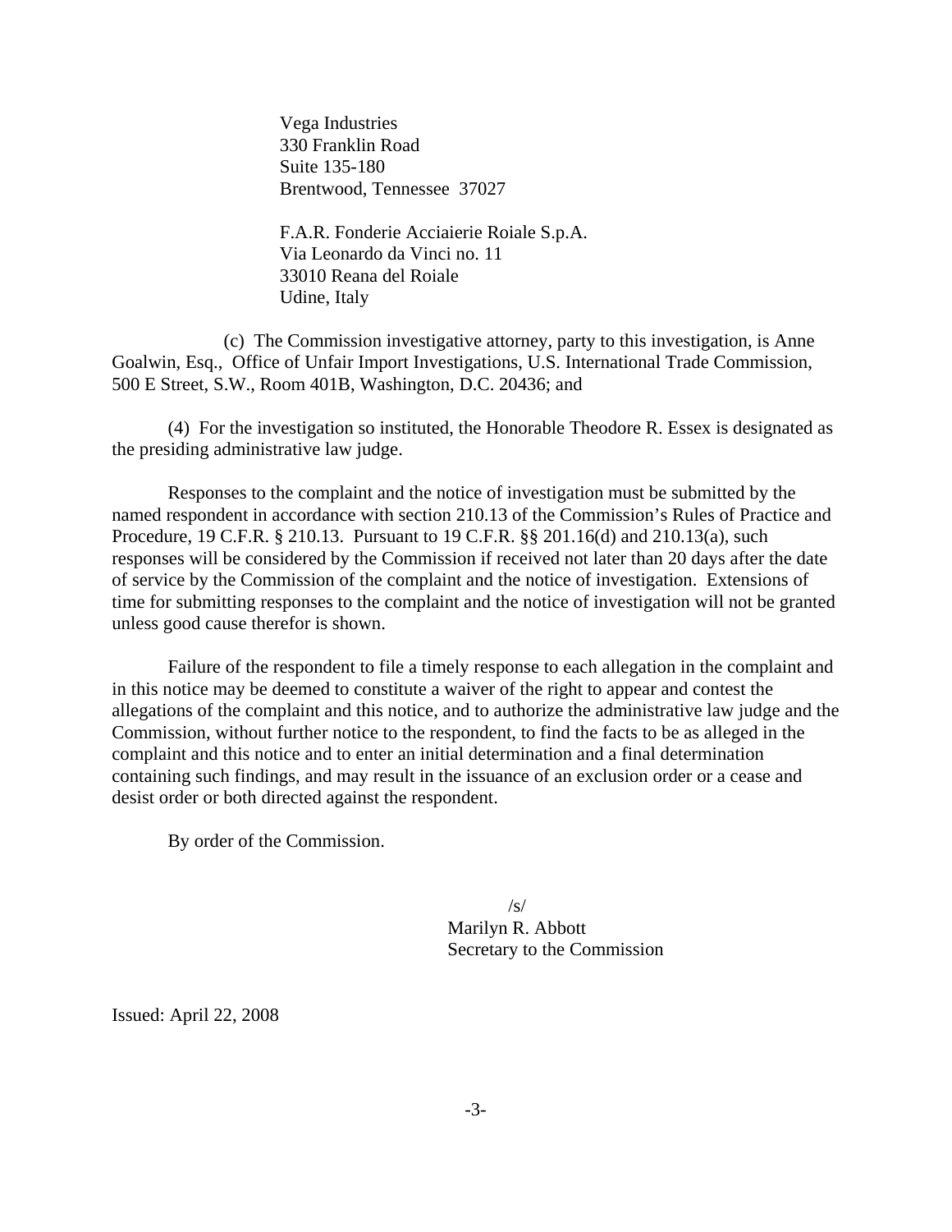Vega Industries
330 Franklin Road
Suite 135-180
Brentwood, Tennessee 37027

F.A.R. Fonderie Acciaierie Roiale S.p.A.
Via Leonardo da Vinci no. 11
33010 Reana del Roiale
Udine, Italy

(c) The Commission investigative attorney, party to this investigation, is Anne Goalwin, Esq., Office of Unfair Import Investigations, U.S. International Trade Commission, 500 E Street, S.W., Room 401B, Washington, D.C. 20436; and

(4) For the investigation so instituted, the Honorable Theodore R. Essex is designated as the presiding administrative law judge.

Responses to the complaint and the notice of investigation must be submitted by the named respondent in accordance with section 210.13 of the Commission's Rules of Practice and Procedure, 19 C.F.R. § 210.13. Pursuant to 19 C.F.R. §§ 201.16(d) and 210.13(a), such responses will be considered by the Commission if received not later than 20 days after the date of service by the Commission of the complaint and the notice of investigation. Extensions of time for submitting responses to the complaint and the notice of investigation will not be granted unless good cause therefor is shown.

Failure of the respondent to file a timely response to each allegation in the complaint and in this notice may be deemed to constitute a waiver of the right to appear and contest the allegations of the complaint and this notice, and to authorize the administrative law judge and the Commission, without further notice to the respondent, to find the facts to be as alleged in the complaint and this notice and to enter an initial determination and a final determination containing such findings, and may result in the issuance of an exclusion order or a cease and desist order or both directed against the respondent.

By order of the Commission.

/s/
Marilyn R. Abbott
Secretary to the Commission

Issued: April 22, 2008